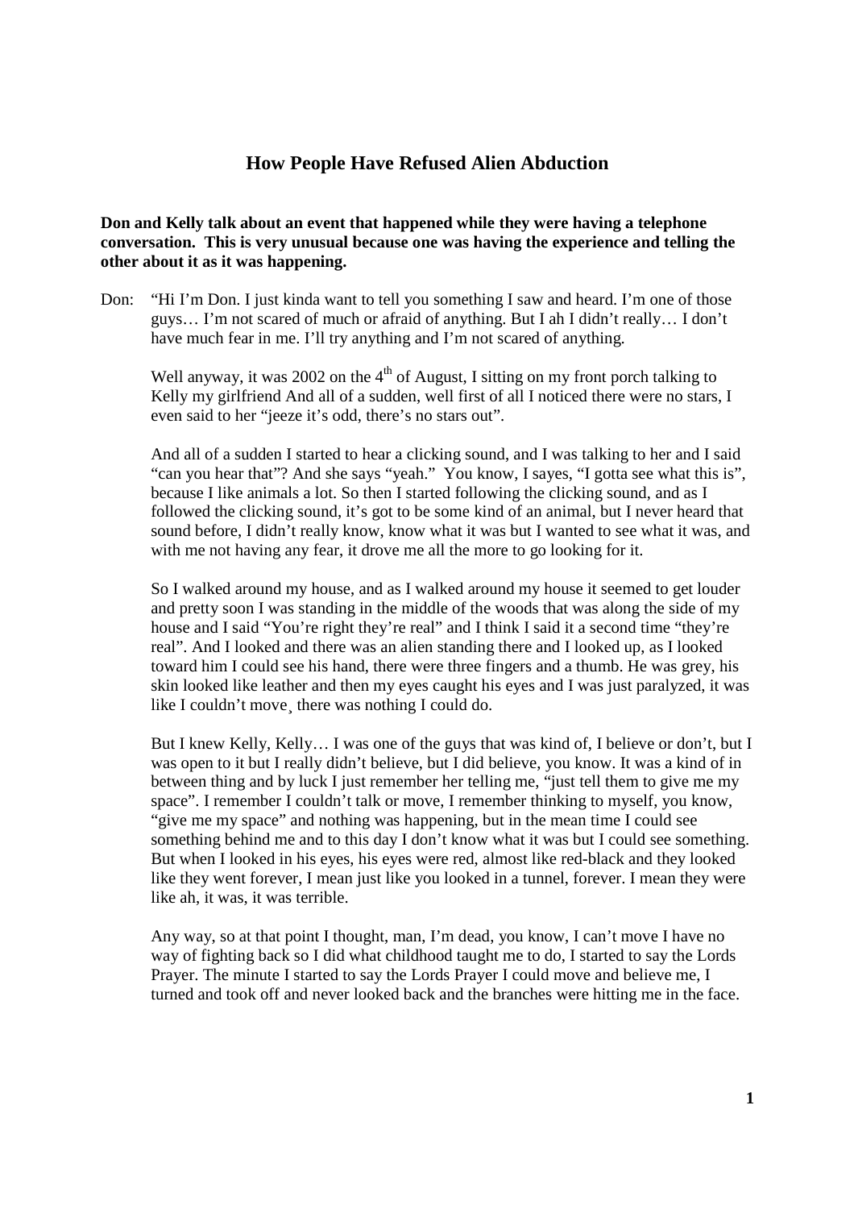# How People Have Refused Alien Abduction

**Don and Kelly talk about an event that happened while they were having a telephone conversation. This is very unusual because one was having the experience and telling the other about it as it was happening.**

Don: "Hi I'm Don. I just kinda want to tell you something I saw and heard. I'm one of those guys… I'm not scared of much or afraid of anything. But I ah I didn't really… I don't have much fear in me. I'll try anything and I'm not scared of anything.

Well anyway, it was 2002 on the 4th of August, I sitting on my front porch talking to Kelly my girlfriend And all of a sudden, well first of all I noticed there were no stars, I even said to her "jeeze it's odd, there's no stars out".

And all of a sudden I started to hear a clicking sound, and I was talking to her and I said "can you hear that"? And she says "yeah." You know, I sayes, "I gotta see what this is", because I like animals a lot. So then I started following the clicking sound, and as I followed the clicking sound, it's got to be some kind of an animal, but I never heard that sound before, I didn't really know, know what it was but I wanted to see what it was, and with me not having any fear, it drove me all the more to go looking for it.

So I walked around my house, and as I walked around my house it seemed to get louder and pretty soon I was standing in the middle of the woods that was along the side of my house and I said "You're right they're real" and I think I said it a second time "they're real". And I looked and there was an alien standing there and I looked up, as I looked toward him I could see his hand, there were three fingers and a thumb. He was grey, his skin looked like leather and then my eyes caught his eyes and I was just paralyzed, it was like I couldn't move¸ there was nothing I could do.

But I knew Kelly, Kelly… I was one of the guys that was kind of, I believe or don't, but I was open to it but I really didn't believe, but I did believe, you know. It was a kind of in between thing and by luck I just remember her telling me, "just tell them to give me my space". I remember I couldn't talk or move, I remember thinking to myself, you know, "give me my space" and nothing was happening, but in the mean time I could see something behind me and to this day I don't know what it was but I could see something. But when I looked in his eyes, his eyes were red, almost like red-black and they looked like they went forever, I mean just like you looked in a tunnel, forever. I mean they were like ah, it was, it was terrible.

Any way, so at that point I thought, man, I'm dead, you know, I can't move I have no way of fighting back so I did what childhood taught me to do, I started to say the Lords Prayer. The minute I started to say the Lords Prayer I could move and believe me, I turned and took off and never looked back and the branches were hitting me in the face.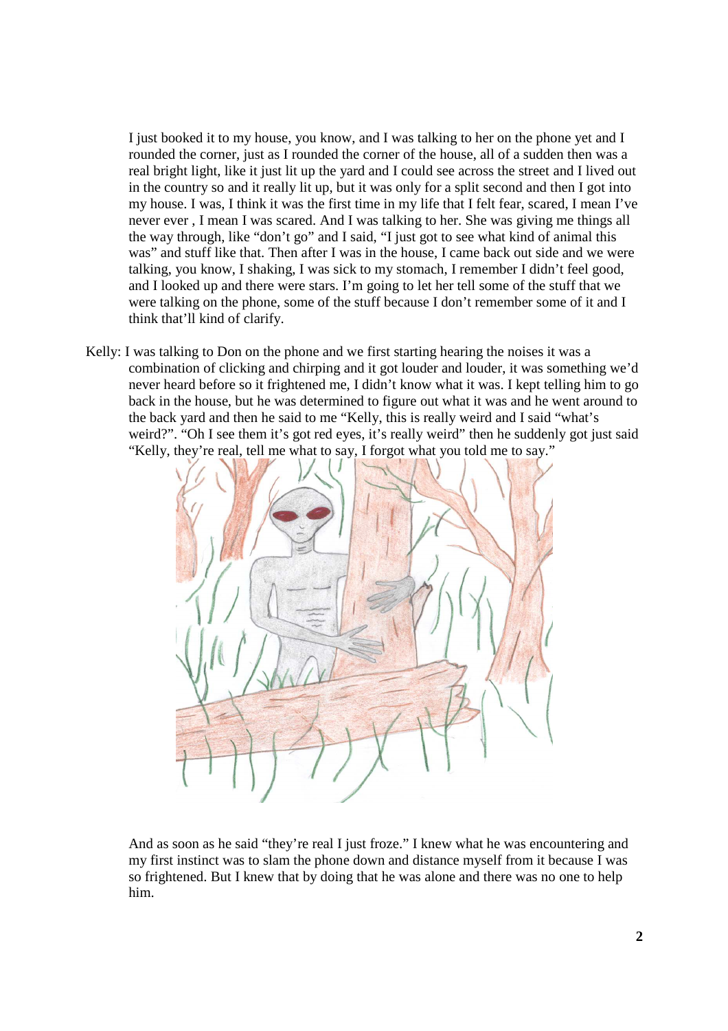I just booked it to my house, you know, and I was talking to her on the phone yet and I rounded the corner, just as I rounded the corner of the house, all of a sudden then was a real bright light, like it just lit up the yard and I could see across the street and I lived out in the country so and it really lit up, but it was only for a split second and then I got into my house. I was, I think it was the first time in my life that I felt fear, scared, I mean I've never ever , I mean I was scared. And I was talking to her. She was giving me things all the way through, like "don't go" and I said, "I just got to see what kind of animal this was" and stuff like that. Then after I was in the house, I came back out side and we were talking, you know, I shaking, I was sick to my stomach, I remember I didn't feel good, and I looked up and there were stars. I'm going to let her tell some of the stuff that we were talking on the phone, some of the stuff because I don't remember some of it and I think that'll kind of clarify.

Kelly: I was talking to Don on the phone and we first starting hearing the noises it was a combination of clicking and chirping and it got louder and louder, it was something we'd never heard before so it frightened me, I didn't know what it was. I kept telling him to go back in the house, but he was determined to figure out what it was and he went around to the back yard and then he said to me "Kelly, this is really weird and I said "what's weird?". "Oh I see them it's got red eyes, it's really weird" then he suddenly got just said "Kelly, they're real, tell me what to say, I forgot what you told me to say."

And as soon as he said "they're real I just froze." I knew what he was encountering and my first instinct was to slam the phone down and distance myself from it because I was so frightened. But I knew that by doing that he was alone and there was no one to help him.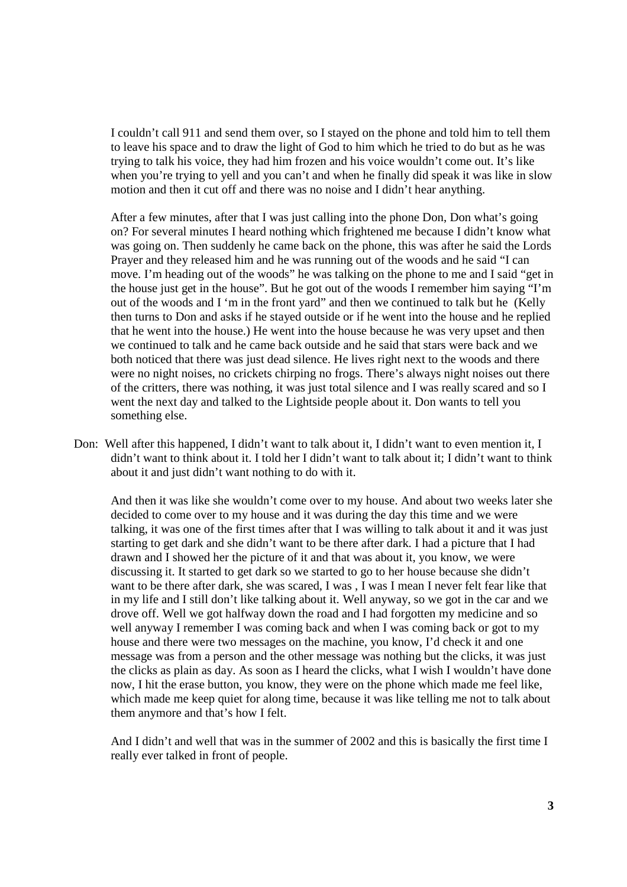I couldn't call 911 and send them over, so I stayed on the phone and told him to tell them to leave his space and to draw the light of God to him which he tried to do but as he was trying to talk his voice, they had him frozen and his voice wouldn't come out. It's like when you're trying to yell and you can't and when he finally did speak it was like in slow motion and then it cut off and there was no noise and I didn't hear anything.

After a few minutes, after that I was just calling into the phone Don, Don what's going on? For several minutes I heard nothing which frightened me because I didn't know what was going on. Then suddenly he came back on the phone, this was after he said the Lords Prayer and they released him and he was running out of the woods and he said "I can move. I'm heading out of the woods" he was talking on the phone to me and I said "get in the house just get in the house". But he got out of the woods I remember him saying "I'm out of the woods and I 'm in the front yard" and then we continued to talk but he (Kelly then turns to Don and asks if he stayed outside or if he went into the house and he replied that he went into the house.) He went into the house because he was very upset and then we continued to talk and he came back outside and he said that stars were back and we both noticed that there was just dead silence. He lives right next to the woods and there were no night noises, no crickets chirping no frogs. There's always night noises out there of the critters, there was nothing, it was just total silence and I was really scared and so I went the next day and talked to the Lightside people about it. Don wants to tell you something else.

Don: Well after this happened, I didn't want to talk about it, I didn't want to even mention it, I didn't want to think about it. I told her I didn't want to talk about it; I didn't want to think about it and just didn't want nothing to do with it.

And then it was like she wouldn't come over to my house. And about two weeks later she decided to come over to my house and it was during the day this time and we were talking, it was one of the first times after that I was willing to talk about it and it was just starting to get dark and she didn't want to be there after dark. I had a picture that I had drawn and I showed her the picture of it and that was about it, you know, we were discussing it. It started to get dark so we started to go to her house because she didn't want to be there after dark, she was scared, I was , I was I mean I never felt fear like that in my life and I still don't like talking about it. Well anyway, so we got in the car and we drove off. Well we got halfway down the road and I had forgotten my medicine and so well anyway I remember I was coming back and when I was coming back or got to my house and there were two messages on the machine, you know, I'd check it and one message was from a person and the other message was nothing but the clicks, it was just the clicks as plain as day. As soon as I heard the clicks, what I wish I wouldn't have done now, I hit the erase button, you know, they were on the phone which made me feel like, which made me keep quiet for along time, because it was like telling me not to talk about them anymore and that's how I felt.

And I didn't and well that was in the summer of 2002 and this is basically the first time I really ever talked in front of people.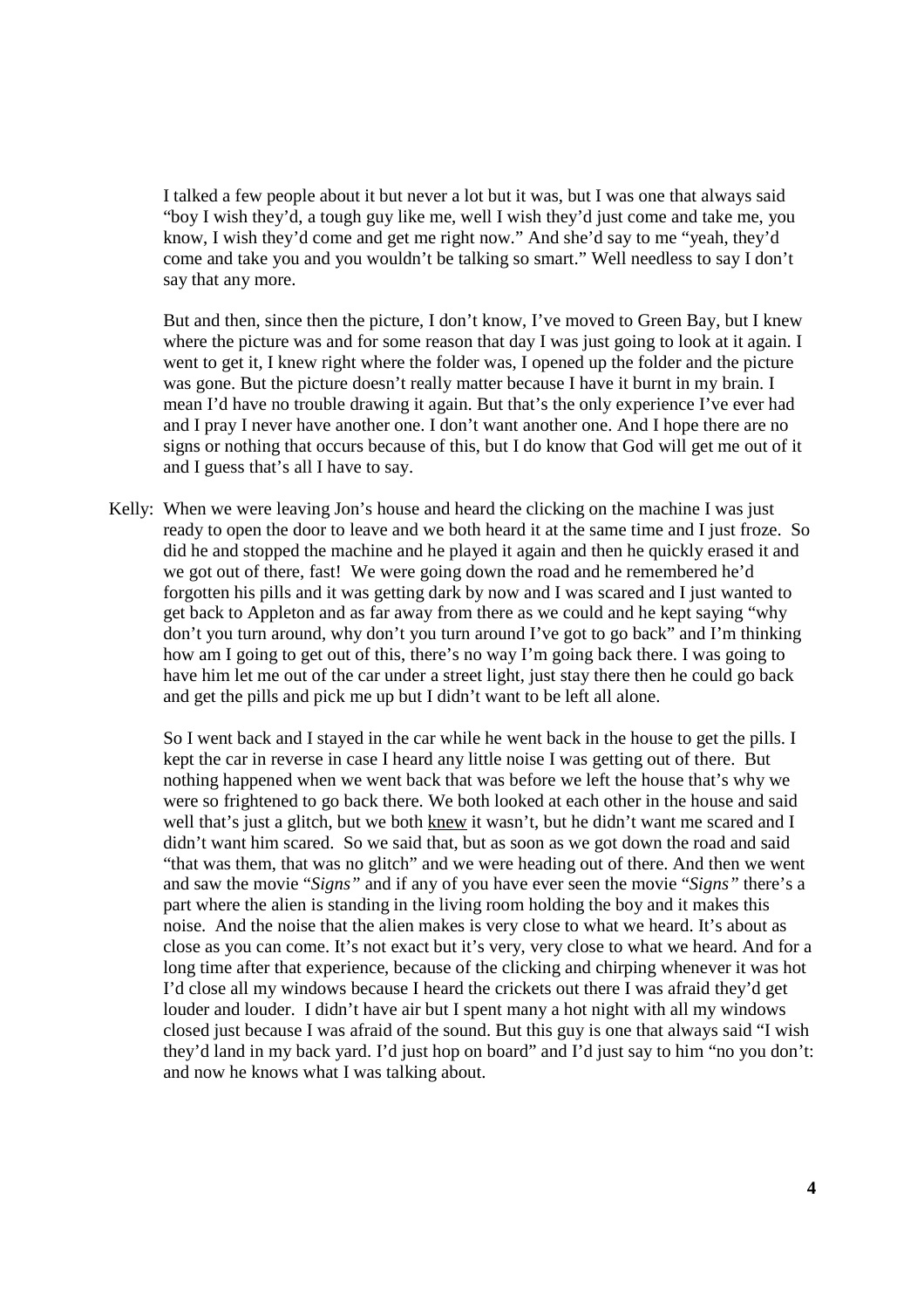I talked a few people about it but never a lot but it was, but I was one that always said "boy I wish they'd, a tough guy like me, well I wish they'd just come and take me, you know, I wish they'd come and get me right now." And she'd say to me "yeah, they'd come and take you and you wouldn't be talking so smart." Well needless to say I don't say that any more.

But and then, since then the picture, I don't know, I've moved to Green Bay, but I knew where the picture was and for some reason that day I was just going to look at it again. I went to get it, I knew right where the folder was, I opened up the folder and the picture was gone. But the picture doesn't really matter because I have it burnt in my brain. I mean I'd have no trouble drawing it again. But that's the only experience I've ever had and I pray I never have another one. I don't want another one. And I hope there are no signs or nothing that occurs because of this, but I do know that God will get me out of it and I guess that's all I have to say.

Kelly: When we were leaving Jon's house and heard the clicking on the machine I was just ready to open the door to leave and we both heard it at the same time and I just froze. So did he and stopped the machine and he played it again and then he quickly erased it and we got out of there, fast! We were going down the road and he remembered he'd forgotten his pills and it was getting dark by now and I was scared and I just wanted to get back to Appleton and as far away from there as we could and he kept saying "why don't you turn around, why don't you turn around I've got to go back" and I'm thinking how am I going to get out of this, there's no way I'm going back there. I was going to have him let me out of the car under a street light, just stay there then he could go back and get the pills and pick me up but I didn't want to be left all alone.

So I went back and I stayed in the car while he went back in the house to get the pills. I kept the car in reverse in case I heard any little noise I was getting out of there. But nothing happened when we went back that was before we left the house that's why we were so frightened to go back there. We both looked at each other in the house and said well that's just a glitch, but we both <u>knew</u> it wasn't, but he didn't want me scared and I didn't want him scared. So we said that, but as soon as we got down the road and said "that was them, that was no glitch" and we were heading out of there. And then we went and saw the movie "*Signs"* and if any of you have ever seen the movie "*Signs"* there's a part where the alien is standing in the living room holding the boy and it makes this noise. And the noise that the alien makes is very close to what we heard. It's about as close as you can come. It's not exact but it's very, very close to what we heard. And for a long time after that experience, because of the clicking and chirping whenever it was hot I'd close all my windows because I heard the crickets out there I was afraid they'd get louder and louder. I didn't have air but I spent many a hot night with all my windows closed just because I was afraid of the sound. But this guy is one that always said "I wish they'd land in my back yard. I'd just hop on board" and I'd just say to him "no you don't: and now he knows what I was talking about.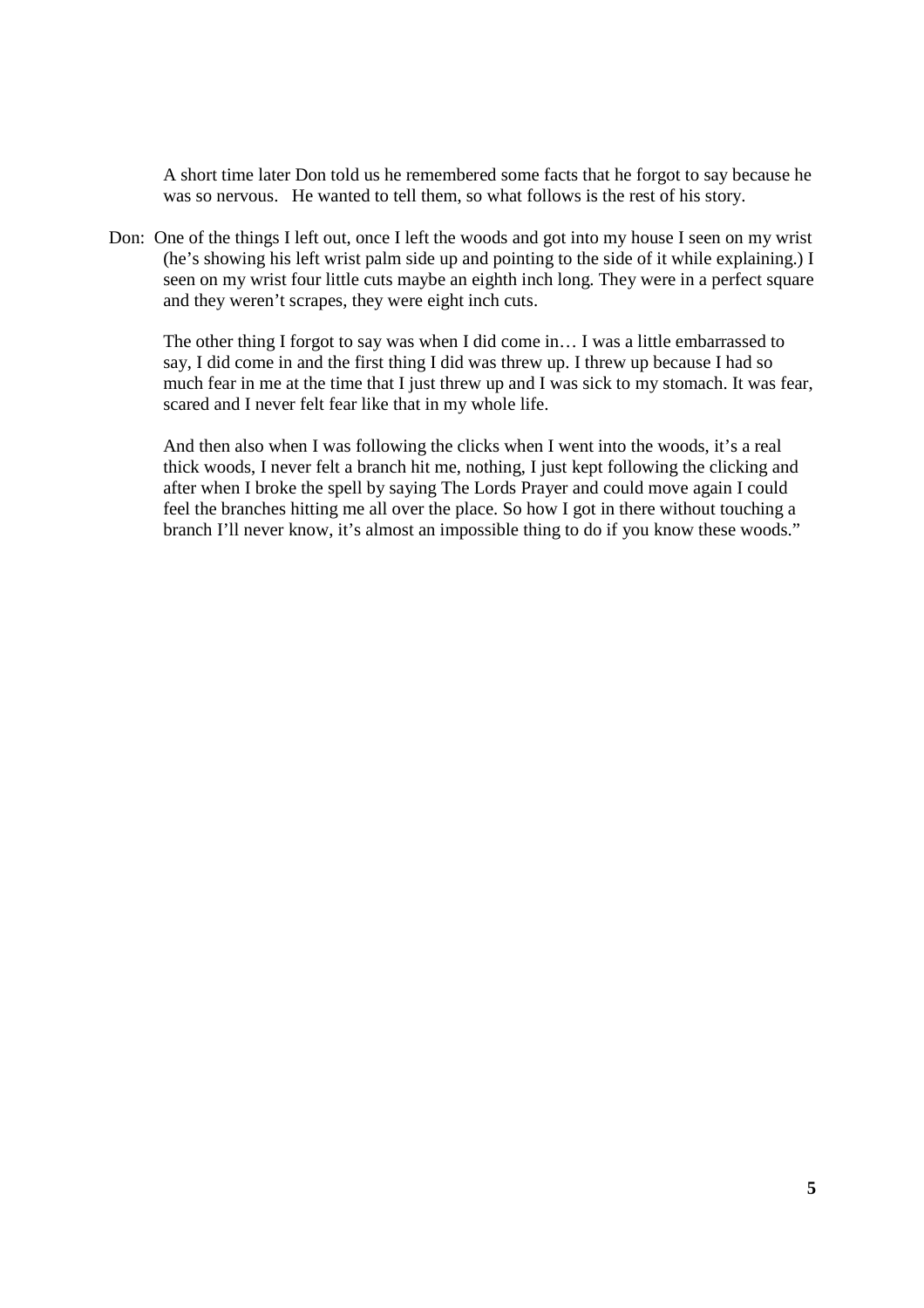A short time later Don told us he remembered some facts that he forgot to say because he was so nervous. He wanted to tell them, so what follows is the rest of his story.

Don: One of the things I left out, once I left the woods and got into my house I seen on my wrist (he's showing his left wrist palm side up and pointing to the side of it while explaining.) I seen on my wrist four little cuts maybe an eighth inch long. They were in a perfect square and they weren't scrapes, they were eight inch cuts.

The other thing I forgot to say was when I did come in… I was a little embarrassed to say, I did come in and the first thing I did was threw up. I threw up because I had so much fear in me at the time that I just threw up and I was sick to my stomach. It was fear, scared and I never felt fear like that in my whole life.

And then also when I was following the clicks when I went into the woods, it's a real thick woods, I never felt a branch hit me, nothing, I just kept following the clicking and after when I broke the spell by saying The Lords Prayer and could move again I could feel the branches hitting me all over the place. So how I got in there without touching a branch I'll never know, it's almost an impossible thing to do if you know these woods."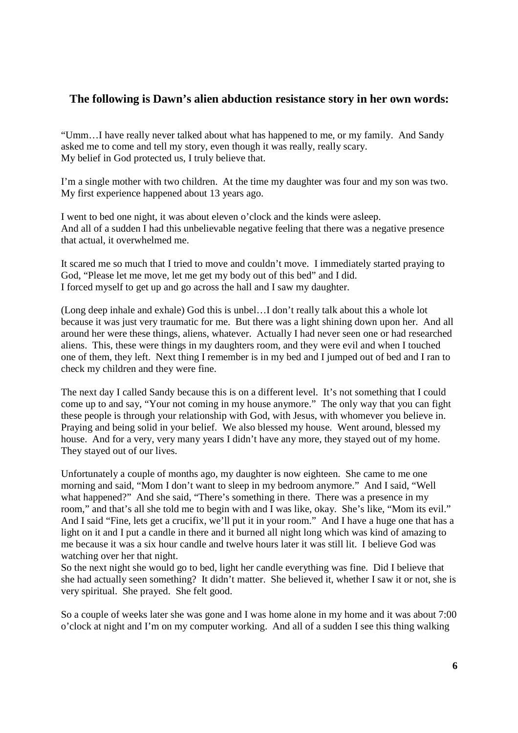**The following is Dawn's alien abduction resistance story in her own words:**

"Umm…I have really never talked about what has happened to me, or my family. And Sandy asked me to come and tell my story, even though it was really, really scary.
My belief in God protected us, I truly believe that.

I'm a single mother with two children. At the time my daughter was four and my son was two. My first experience happened about 13 years ago.

I went to bed one night, it was about eleven o'clock and the kinds were asleep.
And all of a sudden I had this unbelievable negative feeling that there was a negative presence that actual, it overwhelmed me.

It scared me so much that I tried to move and couldn't move. I immediately started praying to God, "Please let me move, let me get my body out of this bed" and I did.
I forced myself to get up and go across the hall and I saw my daughter.

(Long deep inhale and exhale) God this is unbel…I don't really talk about this a whole lot because it was just very traumatic for me. But there was a light shining down upon her. And all around her were these things, aliens, whatever. Actually I had never seen one or had researched aliens. This, these were things in my daughters room, and they were evil and when I touched one of them, they left. Next thing I remember is in my bed and I jumped out of bed and I ran to check my children and they were fine.

The next day I called Sandy because this is on a different level. It's not something that I could come up to and say, "Your not coming in my house anymore." The only way that you can fight these people is through your relationship with God, with Jesus, with whomever you believe in. Praying and being solid in your belief. We also blessed my house. Went around, blessed my house. And for a very, very many years I didn't have any more, they stayed out of my home. They stayed out of our lives.

Unfortunately a couple of months ago, my daughter is now eighteen. She came to me one morning and said, "Mom I don't want to sleep in my bedroom anymore." And I said, "Well what happened?" And she said, "There's something in there. There was a presence in my room," and that's all she told me to begin with and I was like, okay. She's like, "Mom its evil." And I said "Fine, lets get a crucifix, we'll put it in your room." And I have a huge one that has a light on it and I put a candle in there and it burned all night long which was kind of amazing to me because it was a six hour candle and twelve hours later it was still lit. I believe God was watching over her that night.
So the next night she would go to bed, light her candle everything was fine. Did I believe that she had actually seen something? It didn't matter. She believed it, whether I saw it or not, she is very spiritual. She prayed. She felt good.

So a couple of weeks later she was gone and I was home alone in my home and it was about 7:00 o'clock at night and I'm on my computer working. And all of a sudden I see this thing walking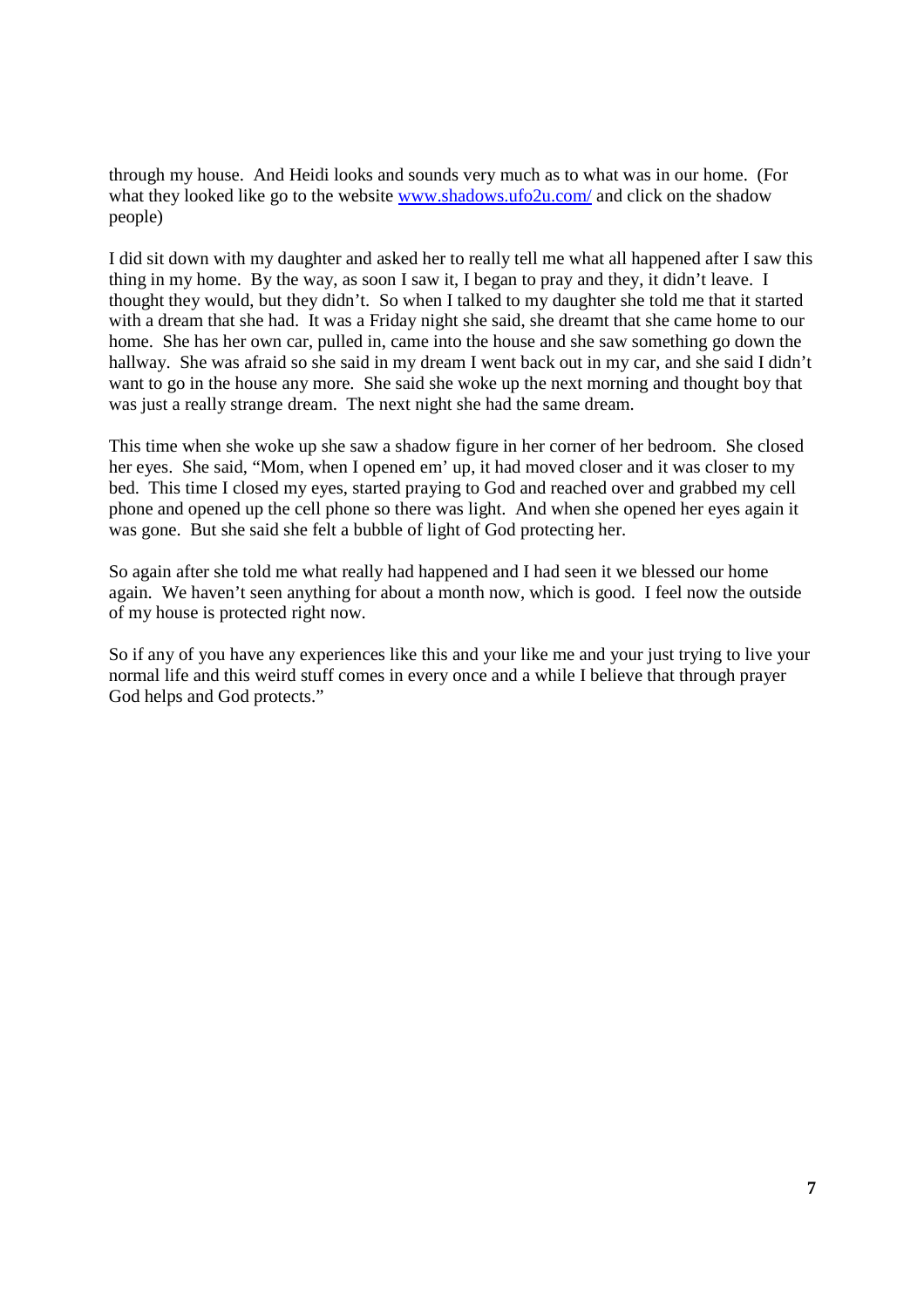through my house. And Heidi looks and sounds very much as to what was in our home. (For what they looked like go to the website [www.shadows.ufo2u.com/](www.shadows.ufo2u.com/) and click on the shadow people)

I did sit down with my daughter and asked her to really tell me what all happened after I saw this thing in my home. By the way, as soon I saw it, I began to pray and they, it didn't leave. I thought they would, but they didn't. So when I talked to my daughter she told me that it started with a dream that she had. It was a Friday night she said, she dreamt that she came home to our home. She has her own car, pulled in, came into the house and she saw something go down the hallway. She was afraid so she said in my dream I went back out in my car, and she said I didn't want to go in the house any more. She said she woke up the next morning and thought boy that was just a really strange dream. The next night she had the same dream.

This time when she woke up she saw a shadow figure in her corner of her bedroom. She closed her eyes. She said, "Mom, when I opened em' up, it had moved closer and it was closer to my bed. This time I closed my eyes, started praying to God and reached over and grabbed my cell phone and opened up the cell phone so there was light. And when she opened her eyes again it was gone. But she said she felt a bubble of light of God protecting her.

So again after she told me what really had happened and I had seen it we blessed our home again. We haven't seen anything for about a month now, which is good. I feel now the outside of my house is protected right now.

So if any of you have any experiences like this and your like me and your just trying to live your normal life and this weird stuff comes in every once and a while I believe that through prayer God helps and God protects."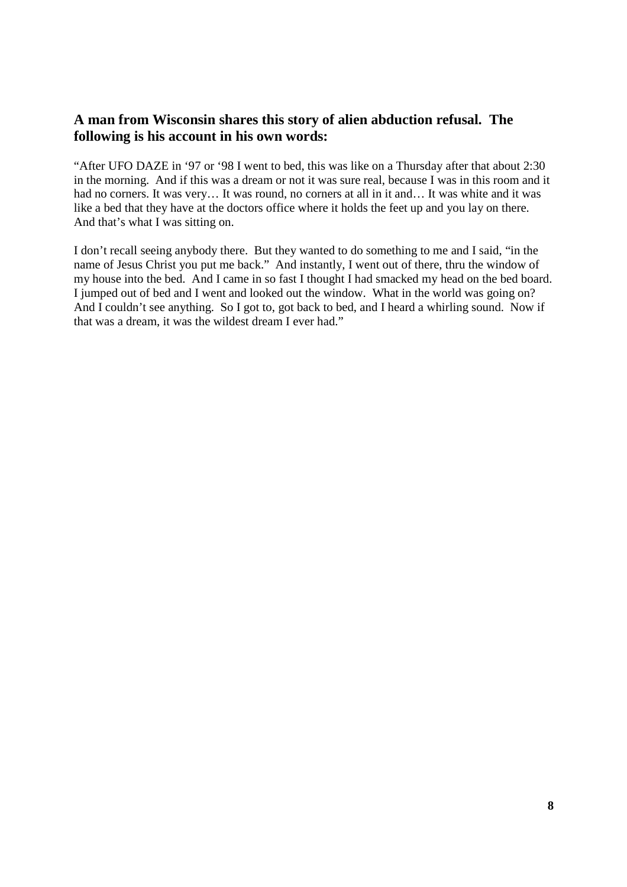**A man from Wisconsin shares this story of alien abduction refusal. The following is his account in his own words:**

"After UFO DAZE in '97 or '98 I went to bed, this was like on a Thursday after that about 2:30 in the morning. And if this was a dream or not it was sure real, because I was in this room and it had no corners. It was very… It was round, no corners at all in it and… It was white and it was like a bed that they have at the doctors office where it holds the feet up and you lay on there. And that's what I was sitting on.

I don't recall seeing anybody there. But they wanted to do something to me and I said, "in the name of Jesus Christ you put me back." And instantly, I went out of there, thru the window of my house into the bed. And I came in so fast I thought I had smacked my head on the bed board. I jumped out of bed and I went and looked out the window. What in the world was going on? And I couldn't see anything. So I got to, got back to bed, and I heard a whirling sound. Now if that was a dream, it was the wildest dream I ever had."